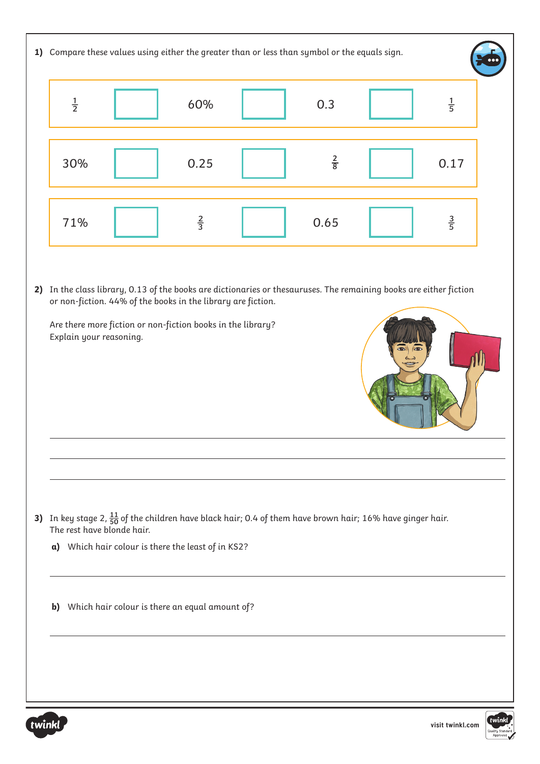**1)** Compare these values using either the greater than or less than symbol or the equals sign.

| | | | | | | |
|---|---|---|---|---|---|---|
| $\frac{1}{2}$ | ☐ | 60% | ☐ | 0.3 | ☐ | $\frac{1}{5}$ |
| 30% | ☐ | 0.25 | ☐ | $\frac{2}{8}$ | ☐ | 0.17 |
| 71% | ☐ | $\frac{2}{3}$ | ☐ | 0.65 | ☐ | $\frac{3}{5}$ |

**2)** In the class library, 0.13 of the books are dictionaries or thesauruses. The remaining books are either fiction or non-fiction. 44% of the books in the library are fiction.

Are there more fiction or non-fiction books in the library?
Explain your reasoning.

______________________________________________

______________________________________________

______________________________________________

**3)** In key stage 2, $\frac{11}{50}$ of the children have black hair; 0.4 of them have brown hair; 16% have ginger hair. The rest have blonde hair.

**a)** Which hair colour is there the least of in KS2?

______________________________________________

**b)** Which hair colour is there an equal amount of?

______________________________________________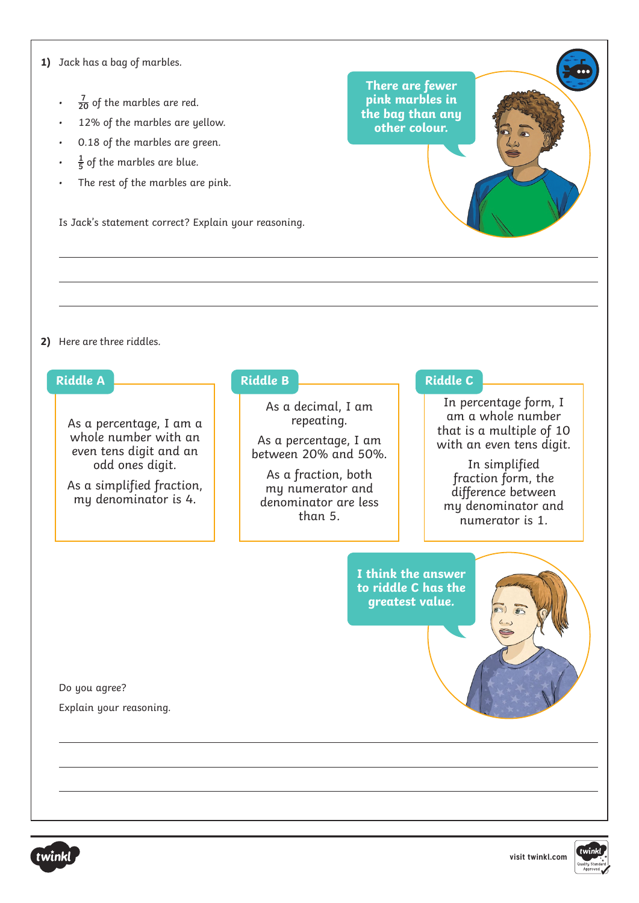**1)** Jack has a bag of marbles.

- $\frac{7}{20}$ of the marbles are red.
- 12% of the marbles are yellow.
- 0.18 of the marbles are green.
- $\frac{1}{5}$ of the marbles are blue.
- The rest of the marbles are pink.

**There are fewer pink marbles in the bag than any other colour.**

Is Jack's statement correct? Explain your reasoning.

**2)** Here are three riddles.

**Riddle A**

As a percentage, I am a whole number with an even tens digit and an odd ones digit.

As a simplified fraction, my denominator is 4.

**Riddle B**

As a decimal, I am repeating.

As a percentage, I am between 20% and 50%.

As a fraction, both my numerator and denominator are less than 5.

**Riddle C**

In percentage form, I am a whole number that is a multiple of 10 with an even tens digit.

In simplified fraction form, the difference between my denominator and numerator is 1.

**I think the answer to riddle C has the greatest value.**

Do you agree?

Explain your reasoning.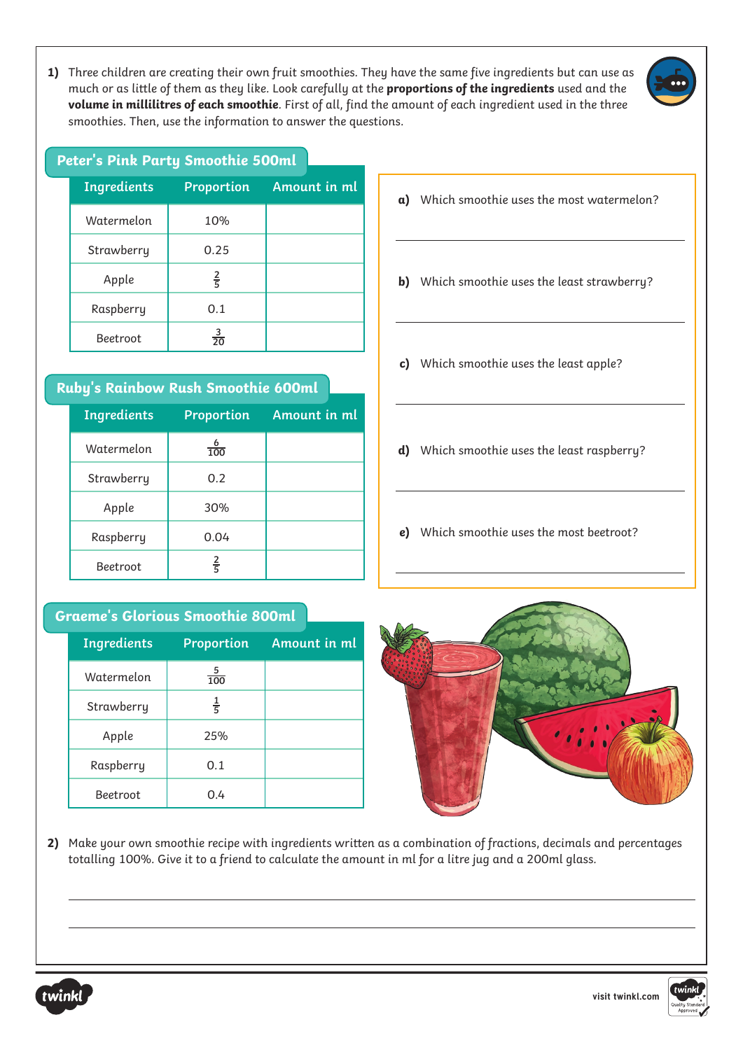**1)** Three children are creating their own fruit smoothies. They have the same five ingredients but can use as much or as little of them as they like. Look carefully at the **proportions of the ingredients** used and the **volume in millilitres of each smoothie**. First of all, find the amount of each ingredient used in the three smoothies. Then, use the information to answer the questions.

## Peter's Pink Party Smoothie 500ml

| Ingredients | Proportion | Amount in ml |
| --- | --- | --- |
| Watermelon | 10% | |
| Strawberry | 0.25 | |
| Apple | $\frac{2}{5}$ | |
| Raspberry | 0.1 | |
| Beetroot | $\frac{3}{20}$ | |

## Ruby's Rainbow Rush Smoothie 600ml

| Ingredients | Proportion | Amount in ml |
| --- | --- | --- |
| Watermelon | $\frac{6}{100}$ | |
| Strawberry | 0.2 | |
| Apple | 30% | |
| Raspberry | 0.04 | |
| Beetroot | $\frac{2}{5}$ | |

## Graeme's Glorious Smoothie 800ml

| Ingredients | Proportion | Amount in ml |
| --- | --- | --- |
| Watermelon | $\frac{5}{100}$ | |
| Strawberry | $\frac{1}{5}$ | |
| Apple | 25% | |
| Raspberry | 0.1 | |
| Beetroot | 0.4 | |

**a)** Which smoothie uses the most watermelon?

______________________________

**b)** Which smoothie uses the least strawberry?

______________________________

**c)** Which smoothie uses the least apple?

______________________________

**d)** Which smoothie uses the least raspberry?

______________________________

**e)** Which smoothie uses the most beetroot?

______________________________

**2)** Make your own smoothie recipe with ingredients written as a combination of fractions, decimals and percentages totalling 100%. Give it to a friend to calculate the amount in ml for a litre jug and a 200ml glass.

______________________________

______________________________